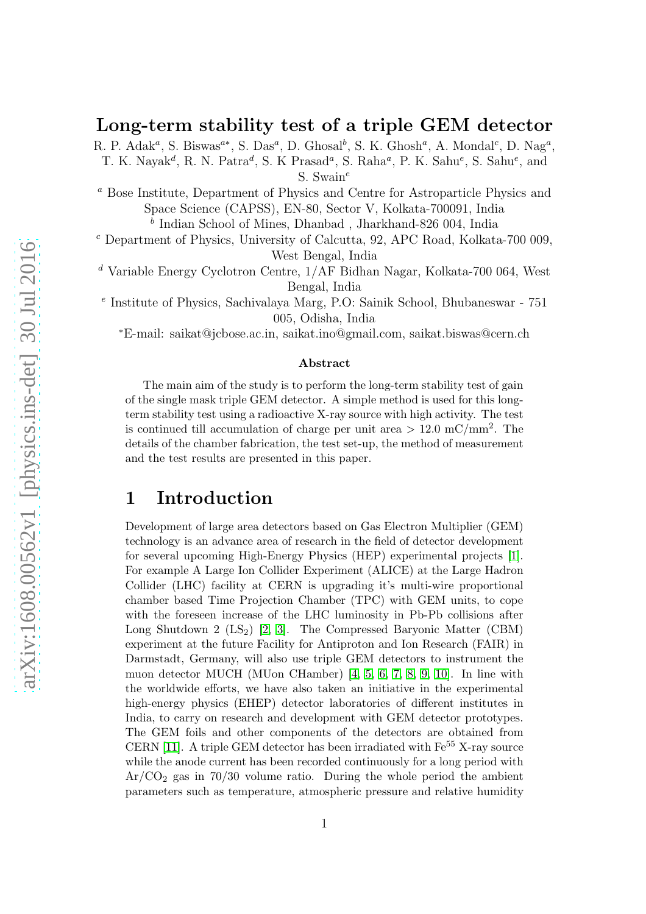# Long-term stability test of a triple GEM detector

R. P. Adak[a], S. Biswas[a*], S. Das[a], D. Ghosal[b], S. K. Ghosh[a], A. Mondal[c], D. Nag[a], T. K. Nayak[d], R. N. Patra[d], S. K Prasad[a], S. Raha[a], P. K. Sahu[e], S. Sahu[e], and S. Swain[e]

[a] Bose Institute, Department of Physics and Centre for Astroparticle Physics and Space Science (CAPSS), EN-80, Sector V, Kolkata-700091, India

[b] Indian School of Mines, Dhanbad , Jharkhand-826 004, India

[c] Department of Physics, University of Calcutta, 92, APC Road, Kolkata-700 009, West Bengal, India

[d] Variable Energy Cyclotron Centre, 1/AF Bidhan Nagar, Kolkata-700 064, West Bengal, India

[e] Institute of Physics, Sachivalaya Marg, P.O: Sainik School, Bhubaneswar - 751 005, Odisha, India

*E-mail: saikat@jcbose.ac.in, saikat.ino@gmail.com, saikat.biswas@cern.ch

### Abstract

The main aim of the study is to perform the long-term stability test of gain of the single mask triple GEM detector. A simple method is used for this long-term stability test using a radioactive X-ray source with high activity. The test is continued till accumulation of charge per unit area > 12.0 mC/mm$^2$. The details of the chamber fabrication, the test set-up, the method of measurement and the test results are presented in this paper.

## 1 Introduction

Development of large area detectors based on Gas Electron Multiplier (GEM) technology is an advance area of research in the field of detector development for several upcoming High-Energy Physics (HEP) experimental projects [1]. For example A Large Ion Collider Experiment (ALICE) at the Large Hadron Collider (LHC) facility at CERN is upgrading it's multi-wire proportional chamber based Time Projection Chamber (TPC) with GEM units, to cope with the foreseen increase of the LHC luminosity in Pb-Pb collisions after Long Shutdown 2 (LS$_2$) [2, 3]. The Compressed Baryonic Matter (CBM) experiment at the future Facility for Antiproton and Ion Research (FAIR) in Darmstadt, Germany, will also use triple GEM detectors to instrument the muon detector MUCH (MUon CHamber) [4, 5, 6, 7, 8, 9, 10]. In line with the worldwide efforts, we have also taken an initiative in the experimental high-energy physics (EHEP) detector laboratories of different institutes in India, to carry on research and development with GEM detector prototypes. The GEM foils and other components of the detectors are obtained from CERN [11]. A triple GEM detector has been irradiated with Fe$^{55}$ X-ray source while the anode current has been recorded continuously for a long period with Ar/CO$_2$ gas in 70/30 volume ratio. During the whole period the ambient parameters such as temperature, atmospheric pressure and relative humidity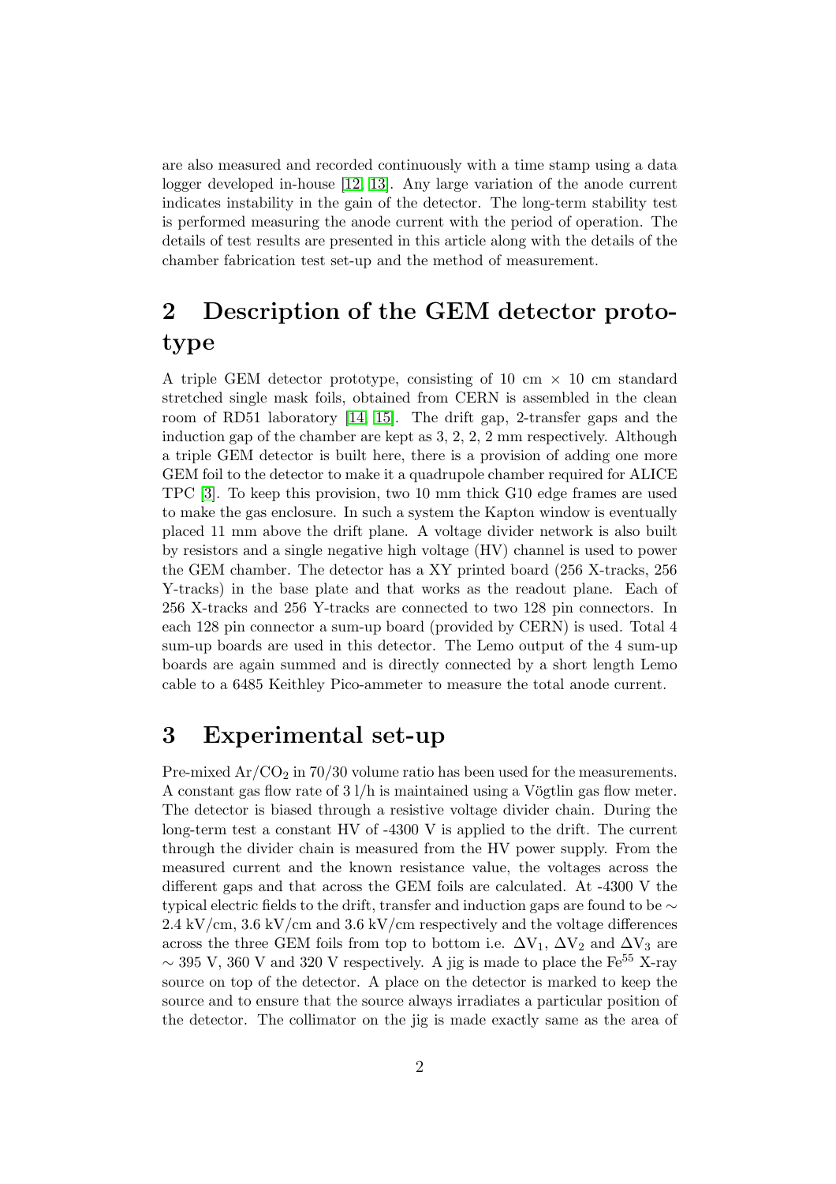are also measured and recorded continuously with a time stamp using a data logger developed in-house [12, 13]. Any large variation of the anode current indicates instability in the gain of the detector. The long-term stability test is performed measuring the anode current with the period of operation. The details of test results are presented in this article along with the details of the chamber fabrication test set-up and the method of measurement.

# 2 Description of the GEM detector prototype

A triple GEM detector prototype, consisting of 10 cm × 10 cm standard stretched single mask foils, obtained from CERN is assembled in the clean room of RD51 laboratory [14, 15]. The drift gap, 2-transfer gaps and the induction gap of the chamber are kept as 3, 2, 2, 2 mm respectively. Although a triple GEM detector is built here, there is a provision of adding one more GEM foil to the detector to make it a quadrupole chamber required for ALICE TPC [3]. To keep this provision, two 10 mm thick G10 edge frames are used to make the gas enclosure. In such a system the Kapton window is eventually placed 11 mm above the drift plane. A voltage divider network is also built by resistors and a single negative high voltage (HV) channel is used to power the GEM chamber. The detector has a XY printed board (256 X-tracks, 256 Y-tracks) in the base plate and that works as the readout plane. Each of 256 X-tracks and 256 Y-tracks are connected to two 128 pin connectors. In each 128 pin connector a sum-up board (provided by CERN) is used. Total 4 sum-up boards are used in this detector. The Lemo output of the 4 sum-up boards are again summed and is directly connected by a short length Lemo cable to a 6485 Keithley Pico-ammeter to measure the total anode current.

# 3 Experimental set-up

Pre-mixed $Ar/CO_2$ in 70/30 volume ratio has been used for the measurements. A constant gas flow rate of 3 l/h is maintained using a Vögtlin gas flow meter. The detector is biased through a resistive voltage divider chain. During the long-term test a constant HV of -4300 V is applied to the drift. The current through the divider chain is measured from the HV power supply. From the measured current and the known resistance value, the voltages across the different gaps and that across the GEM foils are calculated. At -4300 V the typical electric fields to the drift, transfer and induction gaps are found to be ∼ 2.4 kV/cm, 3.6 kV/cm and 3.6 kV/cm respectively and the voltage differences across the three GEM foils from top to bottom i.e. $\Delta V_1$, $\Delta V_2$ and $\Delta V_3$ are ∼ 395 V, 360 V and 320 V respectively. A jig is made to place the $Fe^{55}$ X-ray source on top of the detector. A place on the detector is marked to keep the source and to ensure that the source always irradiates a particular position of the detector. The collimator on the jig is made exactly same as the area of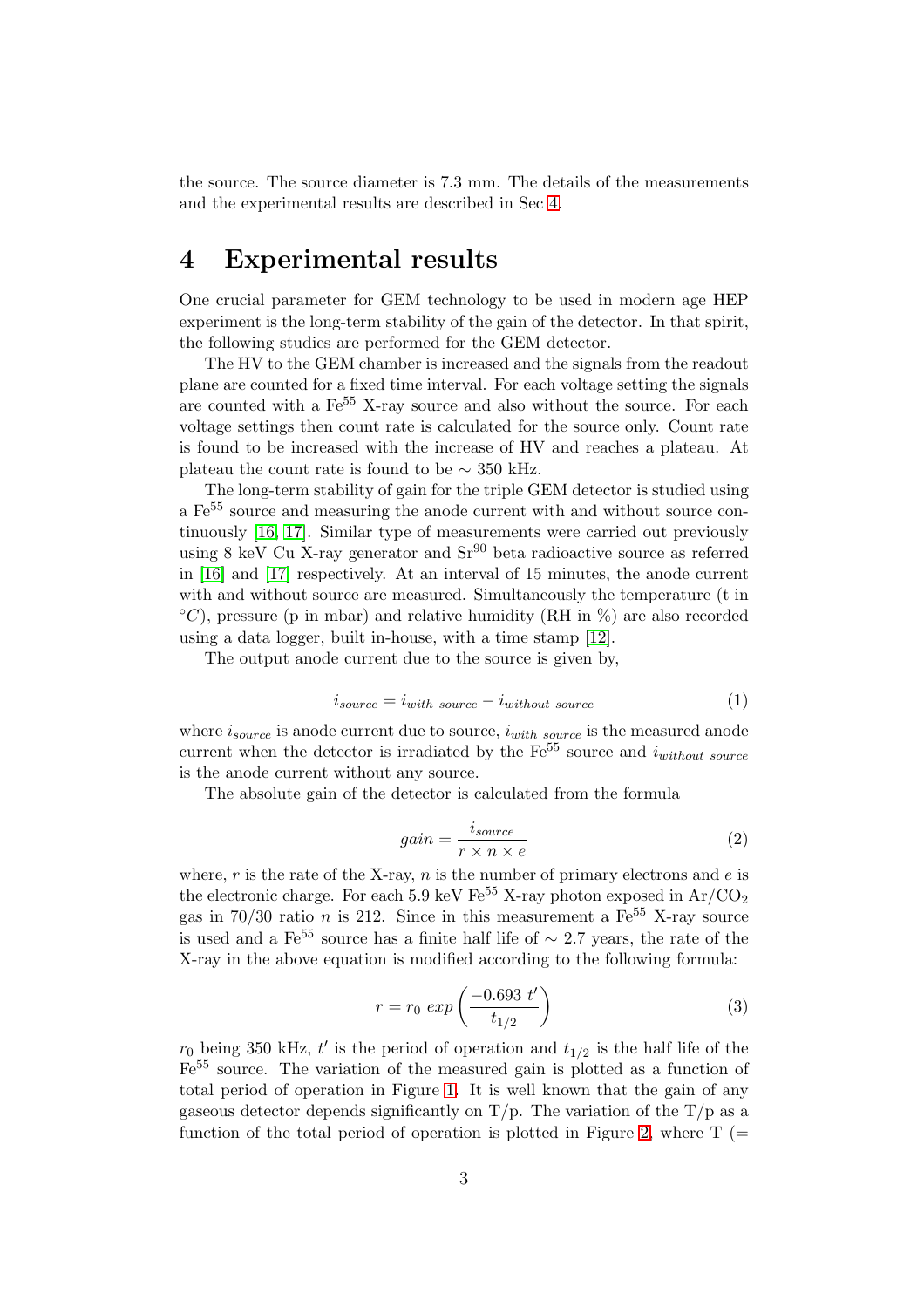the source. The source diameter is 7.3 mm. The details of the measurements and the experimental results are described in Sec 4.

# 4 Experimental results

One crucial parameter for GEM technology to be used in modern age HEP experiment is the long-term stability of the gain of the detector. In that spirit, the following studies are performed for the GEM detector.

The HV to the GEM chamber is increased and the signals from the readout plane are counted for a fixed time interval. For each voltage setting the signals are counted with a $Fe^{55}$ X-ray source and also without the source. For each voltage settings then count rate is calculated for the source only. Count rate is found to be increased with the increase of HV and reaches a plateau. At plateau the count rate is found to be $\sim$ 350 kHz.

The long-term stability of gain for the triple GEM detector is studied using a $Fe^{55}$ source and measuring the anode current with and without source continuously [16, 17]. Similar type of measurements were carried out previously using 8 keV Cu X-ray generator and $Sr^{90}$ beta radioactive source as referred in [16] and [17] respectively. At an interval of 15 minutes, the anode current with and without source are measured. Simultaneously the temperature (t in $^{\circ}C$), pressure (p in mbar) and relative humidity (RH in %) are also recorded using a data logger, built in-house, with a time stamp [12].

The output anode current due to the source is given by,

$$i_{source} = i_{with\ source} - i_{without\ source} \tag{1}$$

where $i_{source}$ is anode current due to source, $i_{with\ source}$ is the measured anode current when the detector is irradiated by the $Fe^{55}$ source and $i_{without\ source}$ is the anode current without any source.

The absolute gain of the detector is calculated from the formula

$$gain = \frac{i_{source}}{r \times n \times e} \tag{2}$$

where, $r$ is the rate of the X-ray, $n$ is the number of primary electrons and $e$ is the electronic charge. For each 5.9 keV $Fe^{55}$ X-ray photon exposed in $Ar/CO_2$ gas in 70/30 ratio $n$ is 212. Since in this measurement a $Fe^{55}$ X-ray source is used and a $Fe^{55}$ source has a finite half life of $\sim$ 2.7 years, the rate of the X-ray in the above equation is modified according to the following formula:

$$r = r_0\ exp\left(\frac{-0.693\ t'}{t_{1/2}}\right) \tag{3}$$

$r_0$ being 350 kHz, $t'$ is the period of operation and $t_{1/2}$ is the half life of the $Fe^{55}$ source. The variation of the measured gain is plotted as a function of total period of operation in Figure 1. It is well known that the gain of any gaseous detector depends significantly on T/p. The variation of the T/p as a function of the total period of operation is plotted in Figure 2, where T (=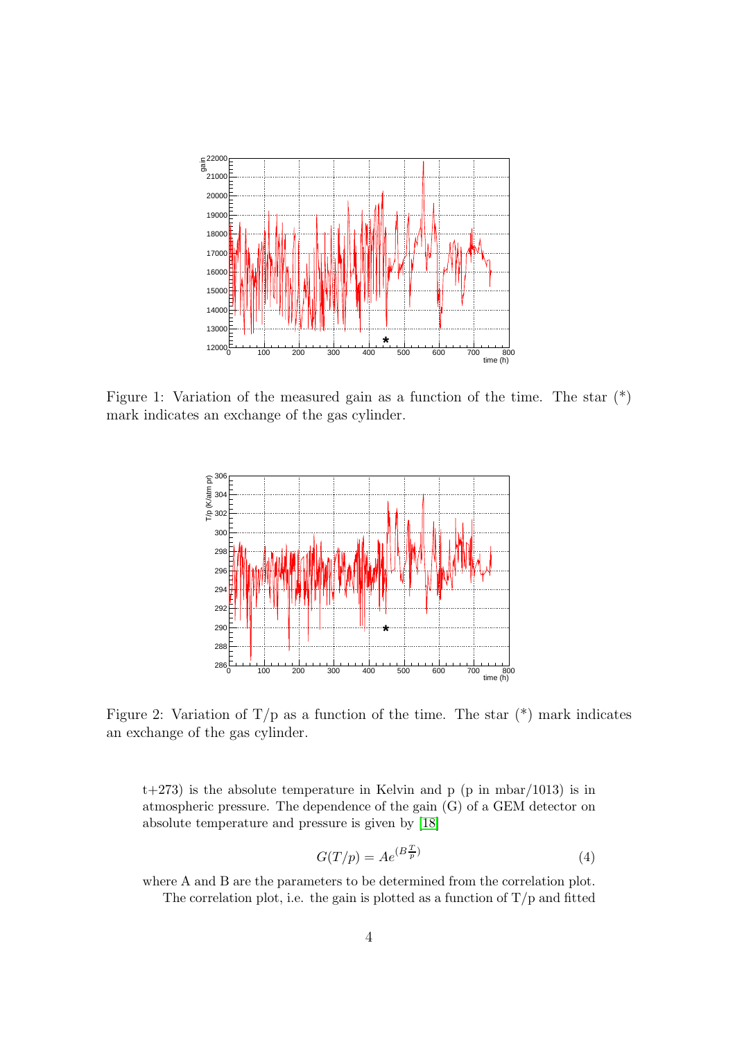Figure 1: Variation of the measured gain as a function of the time. The star (*) mark indicates an exchange of the gas cylinder.

Figure 2: Variation of T/p as a function of the time. The star (*) mark indicates an exchange of the gas cylinder.

t+273) is the absolute temperature in Kelvin and p (p in mbar/1013) is in atmospheric pressure. The dependence of the gain (G) of a GEM detector on absolute temperature and pressure is given by [18]

$$G(T/p) = Ae^{(B\frac{T}{p})} \tag{4}$$

where A and B are the parameters to be determined from the correlation plot.

The correlation plot, i.e. the gain is plotted as a function of T/p and fitted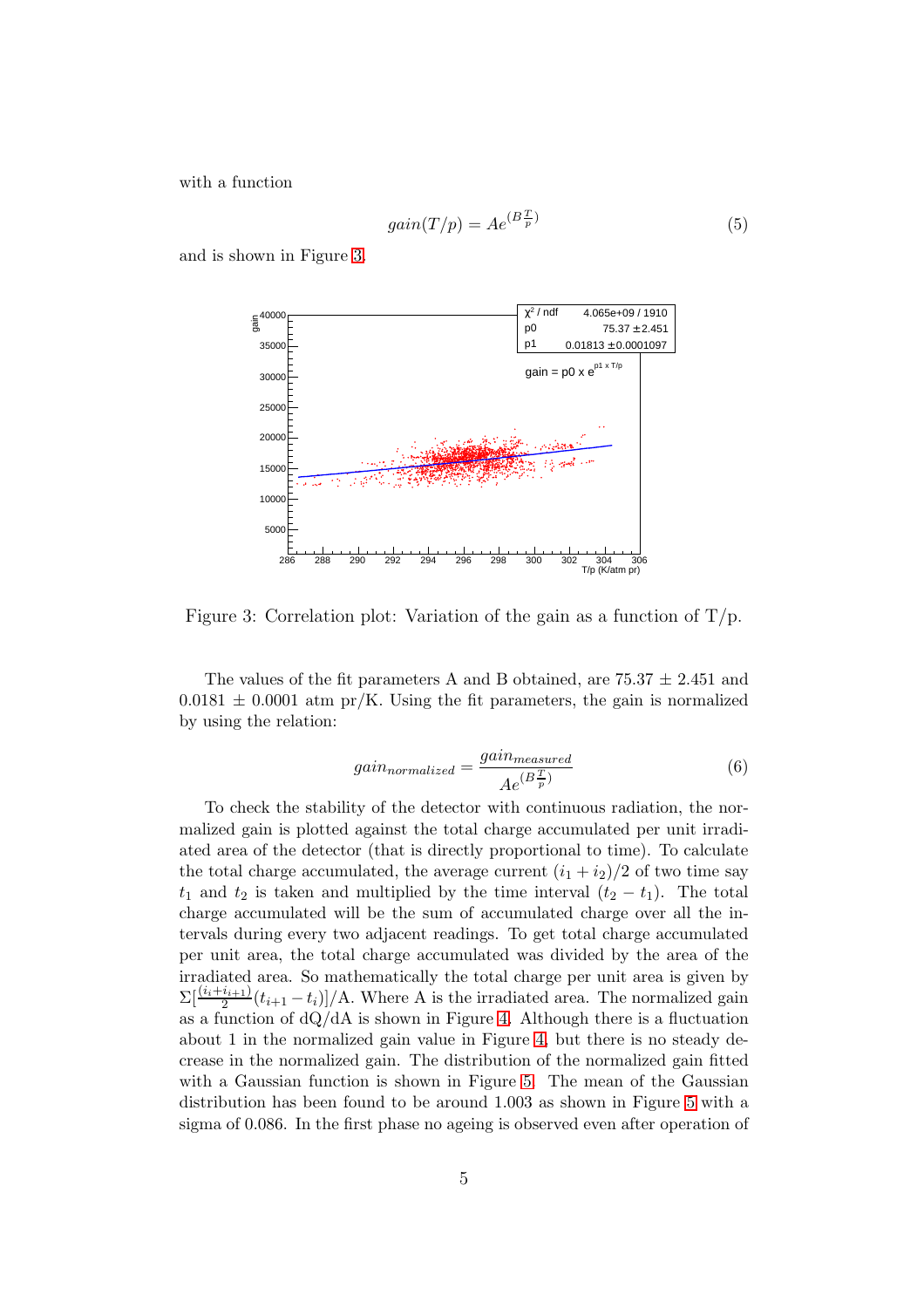with a function

$$gain(T/p) = Ae^{(B\frac{T}{p})} \tag{5}$$

and is shown in Figure 3.

Figure 3: Correlation plot: Variation of the gain as a function of T/p.

The values of the fit parameters A and B obtained, are $75.37 \pm 2.451$ and $0.0181 \pm 0.0001$ atm pr/K. Using the fit parameters, the gain is normalized by using the relation:

$$gain_{normalized} = \frac{gain_{measured}}{Ae^{(B\frac{T}{p})}} \tag{6}$$

To check the stability of the detector with continuous radiation, the normalized gain is plotted against the total charge accumulated per unit irradiated area of the detector (that is directly proportional to time). To calculate the total charge accumulated, the average current $(i_1 + i_2)/2$ of two time say $t_1$ and $t_2$ is taken and multiplied by the time interval $(t_2 - t_1)$. The total charge accumulated will be the sum of accumulated charge over all the intervals during every two adjacent readings. To get total charge accumulated per unit area, the total charge accumulated was divided by the area of the irradiated area. So mathematically the total charge per unit area is given by $\Sigma[\frac{(i_i+i_{i+1})}{2}(t_{i+1} - t_i)]$/A. Where A is the irradiated area. The normalized gain as a function of dQ/dA is shown in Figure 4. Although there is a fluctuation about 1 in the normalized gain value in Figure 4, but there is no steady decrease in the normalized gain. The distribution of the normalized gain fitted with a Gaussian function is shown in Figure 5. The mean of the Gaussian distribution has been found to be around 1.003 as shown in Figure 5 with a sigma of 0.086. In the first phase no ageing is observed even after operation of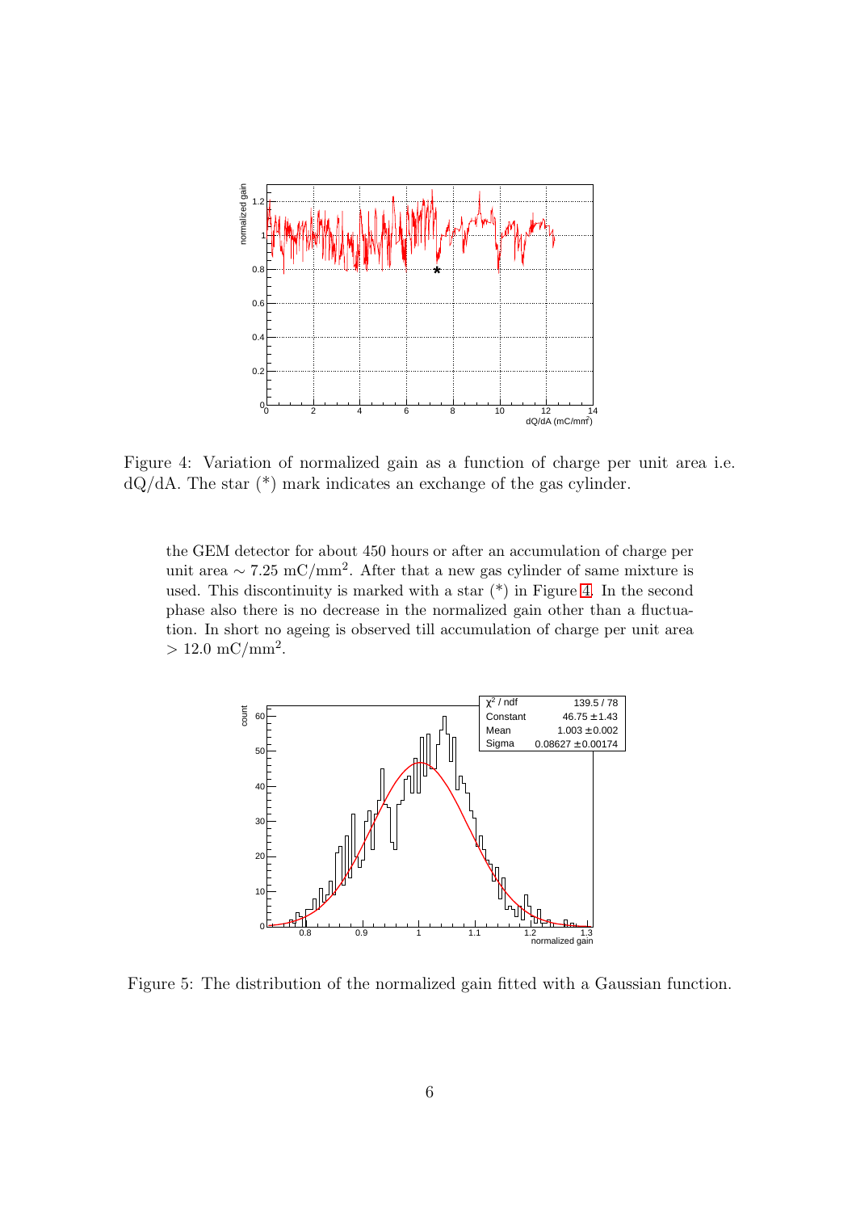Figure 4: Variation of normalized gain as a function of charge per unit area i.e. dQ/dA. The star (*) mark indicates an exchange of the gas cylinder.

the GEM detector for about 450 hours or after an accumulation of charge per unit area $\sim 7.25$ mC/mm$^2$. After that a new gas cylinder of same mixture is used. This discontinuity is marked with a star (*) in Figure 4. In the second phase also there is no decrease in the normalized gain other than a fluctuation. In short no ageing is observed till accumulation of charge per unit area $> 12.0$ mC/mm$^2$.

Figure 5: The distribution of the normalized gain fitted with a Gaussian function.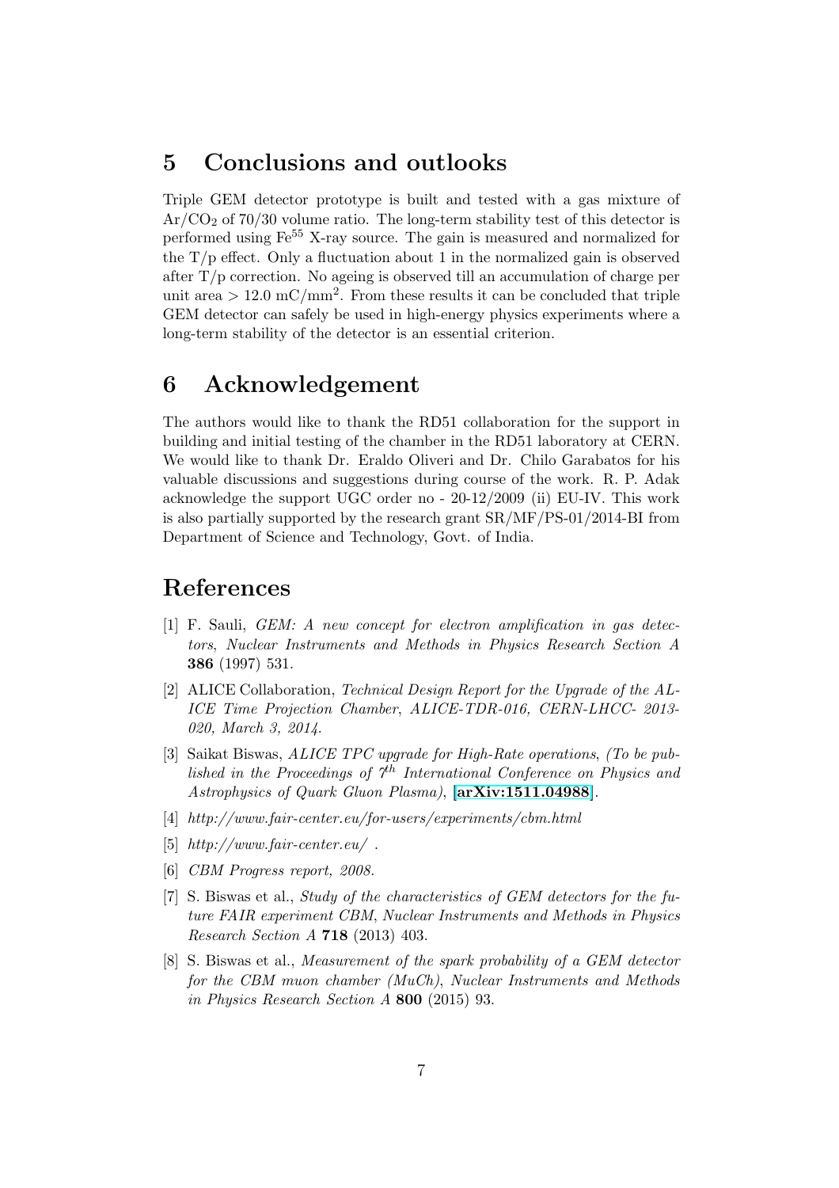## 5 Conclusions and outlooks

Triple GEM detector prototype is built and tested with a gas mixture of $Ar/CO_2$ of 70/30 volume ratio. The long-term stability test of this detector is performed using $Fe^{55}$ X-ray source. The gain is measured and normalized for the T/p effect. Only a fluctuation about 1 in the normalized gain is observed after T/p correction. No ageing is observed till an accumulation of charge per unit area $> 12.0$ mC/mm$^2$. From these results it can be concluded that triple GEM detector can safely be used in high-energy physics experiments where a long-term stability of the detector is an essential criterion.

## 6 Acknowledgement

The authors would like to thank the RD51 collaboration for the support in building and initial testing of the chamber in the RD51 laboratory at CERN. We would like to thank Dr. Eraldo Oliveri and Dr. Chilo Garabatos for his valuable discussions and suggestions during course of the work. R. P. Adak acknowledge the support UGC order no - 20-12/2009 (ii) EU-IV. This work is also partially supported by the research grant SR/MF/PS-01/2014-BI from Department of Science and Technology, Govt. of India.

## References

[1] F. Sauli, *GEM: A new concept for electron amplification in gas detectors*, *Nuclear Instruments and Methods in Physics Research Section A* **386** (1997) 531.

[2] ALICE Collaboration, *Technical Design Report for the Upgrade of the ALICE Time Projection Chamber, ALICE-TDR-016, CERN-LHCC- 2013-020, March 3, 2014.*

[3] Saikat Biswas, *ALICE TPC upgrade for High-Rate operations*, *(To be published in the Proceedings of 7$^{th}$ International Conference on Physics and Astrophysics of Quark Gluon Plasma)*, [**arXiv:1511.04988**].

[4] *http://www.fair-center.eu/for-users/experiments/cbm.html*

[5] *http://www.fair-center.eu/* .

[6] *CBM Progress report, 2008.*

[7] S. Biswas et al., *Study of the characteristics of GEM detectors for the future FAIR experiment CBM*, *Nuclear Instruments and Methods in Physics Research Section A* **718** (2013) 403.

[8] S. Biswas et al., *Measurement of the spark probability of a GEM detector for the CBM muon chamber (MuCh)*, *Nuclear Instruments and Methods in Physics Research Section A* **800** (2015) 93.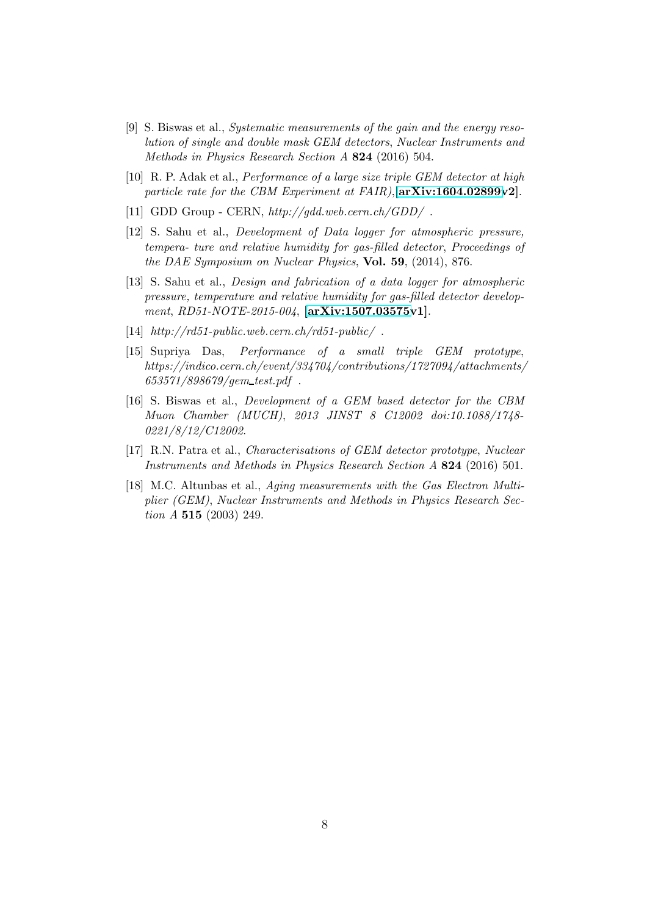[9] S. Biswas et al., *Systematic measurements of the gain and the energy resolution of single and double mask GEM detectors*, *Nuclear Instruments and Methods in Physics Research Section A* **824** (2016) 504.

[10] R. P. Adak et al., *Performance of a large size triple GEM detector at high particle rate for the CBM Experiment at FAIR)*,[**arXiv:1604.02899v2**].

[11] GDD Group - CERN, *http://gdd.web.cern.ch/GDD/* .

[12] S. Sahu et al., *Development of Data logger for atmospheric pressure, tempera- ture and relative humidity for gas-filled detector*, *Proceedings of the DAE Symposium on Nuclear Physics*, **Vol. 59**, (2014), 876.

[13] S. Sahu et al., *Design and fabrication of a data logger for atmospheric pressure, temperature and relative humidity for gas-filled detector development*, *RD51-NOTE-2015-004*, [**arXiv:1507.03575v1**].

[14] *http://rd51-public.web.cern.ch/rd51-public/* .

[15] Supriya Das, *Performance of a small triple GEM prototype*, *https://indico.cern.ch/event/334704/contributions/1727094/attachments/653571/898679/gem_test.pdf* .

[16] S. Biswas et al., *Development of a GEM based detector for the CBM Muon Chamber (MUCH)*, *2013 JINST 8 C12002 doi:10.1088/1748-0221/8/12/C12002*.

[17] R.N. Patra et al., *Characterisations of GEM detector prototype*, *Nuclear Instruments and Methods in Physics Research Section A* **824** (2016) 501.

[18] M.C. Altunbas et al., *Aging measurements with the Gas Electron Multiplier (GEM)*, *Nuclear Instruments and Methods in Physics Research Section A* **515** (2003) 249.